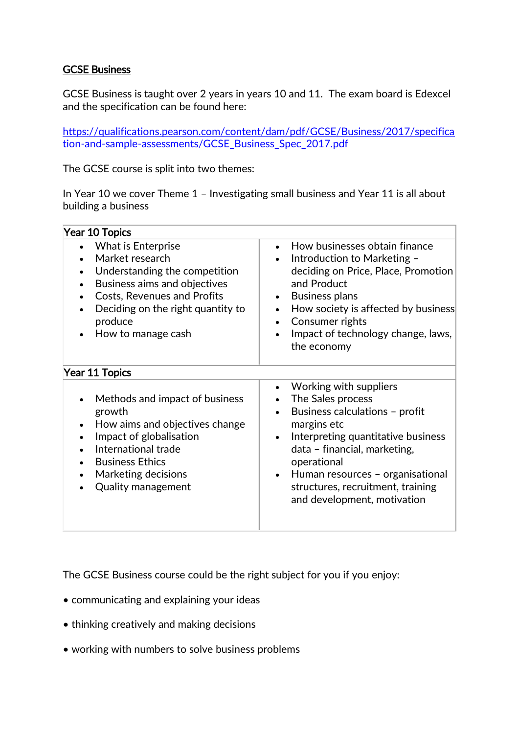# GCSE Business

GCSE Business is taught over 2 years in years 10 and 11. The exam board is Edexcel and the specification can be found here:

https://qualifications.pearson.com/content/dam/pdf/GCSE/Business/2017/specification-and-sample-assessments/GCSE_Business_Spec_2017.pdf

The GCSE course is split into two themes:

In Year 10 we cover Theme 1 – Investigating small business and Year 11 is all about building a business

| Year 10 Topics | |
|---|---|
| • What is Enterprise<br>• Market research<br>• Understanding the competition<br>• Business aims and objectives<br>• Costs, Revenues and Profits<br>• Deciding on the right quantity to produce<br>• How to manage cash | • How businesses obtain finance<br>• Introduction to Marketing – deciding on Price, Place, Promotion and Product<br>• Business plans<br>• How society is affected by business<br>• Consumer rights<br>• Impact of technology change, laws, the economy |
| **Year 11 Topics** | |
| • Methods and impact of business growth<br>• How aims and objectives change<br>• Impact of globalisation<br>• International trade<br>• Business Ethics<br>• Marketing decisions<br>• Quality management | • Working with suppliers<br>• The Sales process<br>• Business calculations – profit margins etc<br>• Interpreting quantitative business data – financial, marketing, operational<br>• Human resources – organisational structures, recruitment, training and development, motivation |

The GCSE Business course could be the right subject for you if you enjoy:

- communicating and explaining your ideas
- thinking creatively and making decisions
- working with numbers to solve business problems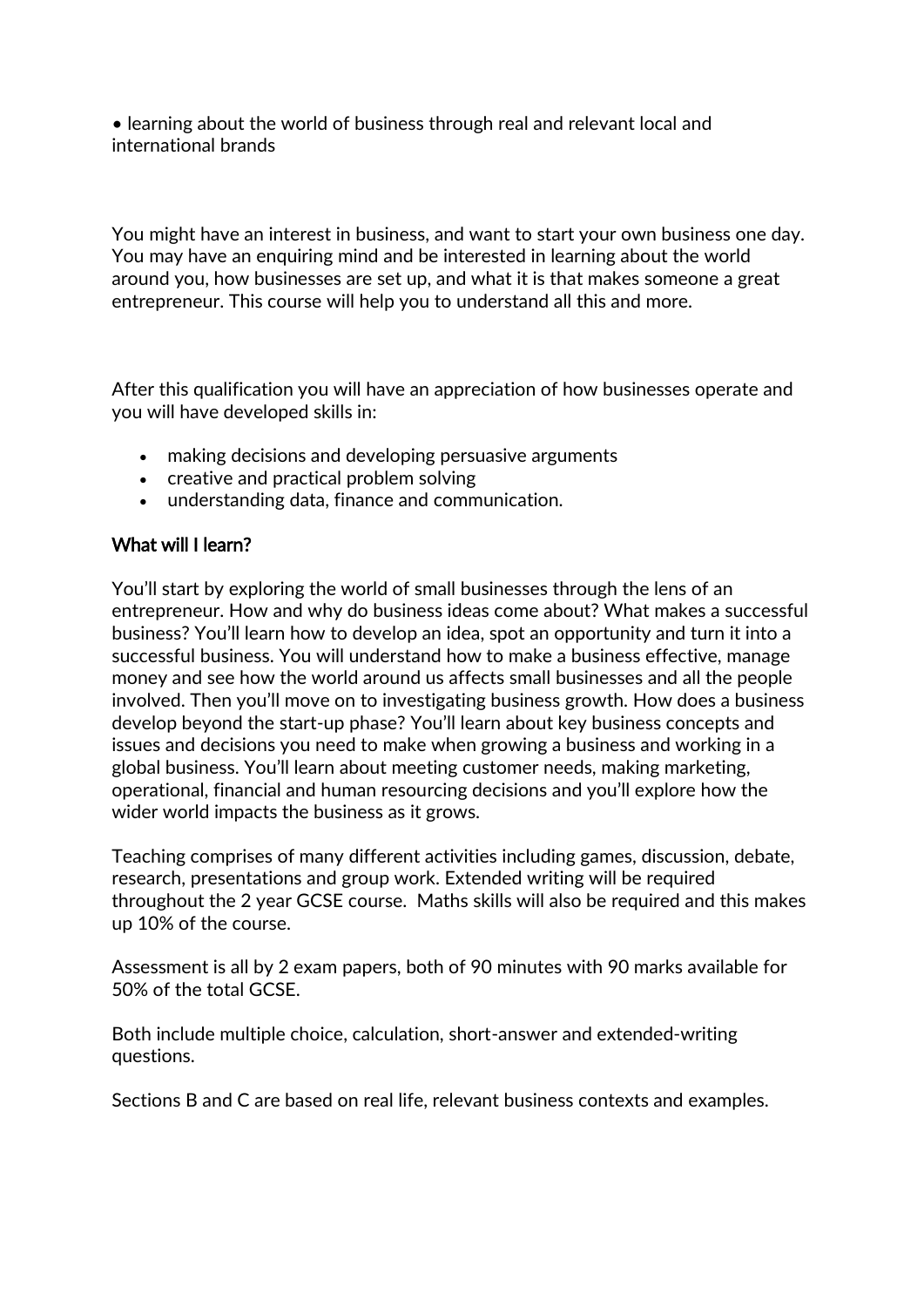• learning about the world of business through real and relevant local and international brands

You might have an interest in business, and want to start your own business one day. You may have an enquiring mind and be interested in learning about the world around you, how businesses are set up, and what it is that makes someone a great entrepreneur. This course will help you to understand all this and more.

After this qualification you will have an appreciation of how businesses operate and you will have developed skills in:

- making decisions and developing persuasive arguments
- creative and practical problem solving
- understanding data, finance and communication.

## What will I learn?

You'll start by exploring the world of small businesses through the lens of an entrepreneur. How and why do business ideas come about? What makes a successful business? You'll learn how to develop an idea, spot an opportunity and turn it into a successful business. You will understand how to make a business effective, manage money and see how the world around us affects small businesses and all the people involved. Then you'll move on to investigating business growth. How does a business develop beyond the start-up phase? You'll learn about key business concepts and issues and decisions you need to make when growing a business and working in a global business. You'll learn about meeting customer needs, making marketing, operational, financial and human resourcing decisions and you'll explore how the wider world impacts the business as it grows.

Teaching comprises of many different activities including games, discussion, debate, research, presentations and group work. Extended writing will be required throughout the 2 year GCSE course. Maths skills will also be required and this makes up 10% of the course.

Assessment is all by 2 exam papers, both of 90 minutes with 90 marks available for 50% of the total GCSE.

Both include multiple choice, calculation, short-answer and extended-writing questions.

Sections B and C are based on real life, relevant business contexts and examples.